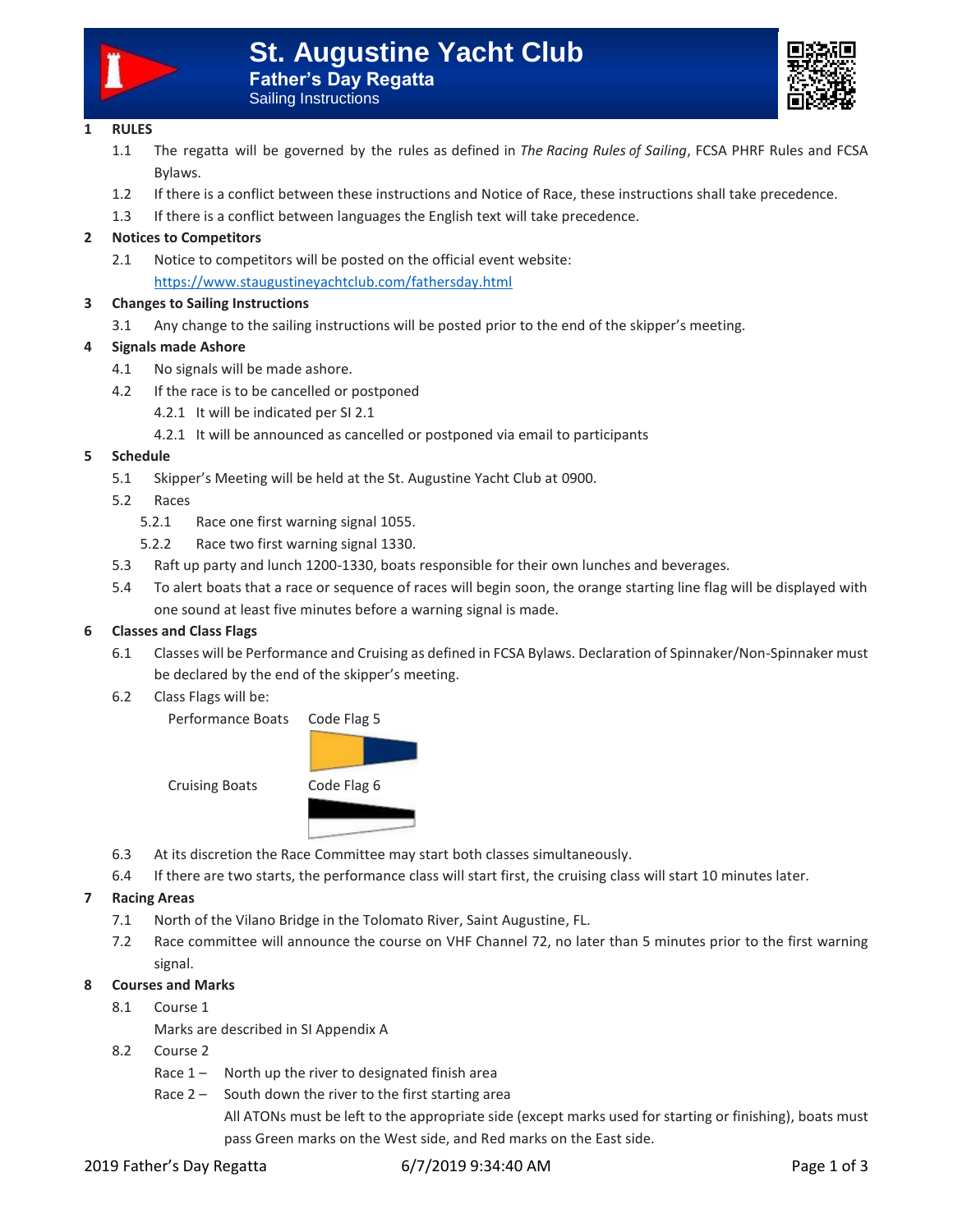# St. Augustine Yacht Club

## Father's Day Regatta

Sailing Instructions

**1 RULES**

1.1 The regatta will be governed by the rules as defined in *The Racing Rules of Sailing*, FCSA PHRF Rules and FCSA Bylaws.

1.2 If there is a conflict between these instructions and Notice of Race, these instructions shall take precedence.

1.3 If there is a conflict between languages the English text will take precedence.

**2 Notices to Competitors**

2.1 Notice to competitors will be posted on the official event website: https://www.staugustineyachtclub.com/fathersday.html

**3 Changes to Sailing Instructions**

3.1 Any change to the sailing instructions will be posted prior to the end of the skipper's meeting.

**4 Signals made Ashore**

4.1 No signals will be made ashore.

4.2 If the race is to be cancelled or postponed

4.2.1 It will be indicated per SI 2.1

4.2.1 It will be announced as cancelled or postponed via email to participants

**5 Schedule**

5.1 Skipper's Meeting will be held at the St. Augustine Yacht Club at 0900.

5.2 Races

5.2.1 Race one first warning signal 1055.

5.2.2 Race two first warning signal 1330.

5.3 Raft up party and lunch 1200-1330, boats responsible for their own lunches and beverages.

5.4 To alert boats that a race or sequence of races will begin soon, the orange starting line flag will be displayed with one sound at least five minutes before a warning signal is made.

**6 Classes and Class Flags**

6.1 Classes will be Performance and Cruising as defined in FCSA Bylaws. Declaration of Spinnaker/Non-Spinnaker must be declared by the end of the skipper's meeting.

6.2 Class Flags will be:

Performance Boats — Code Flag 5

Cruising Boats — Code Flag 6

6.3 At its discretion the Race Committee may start both classes simultaneously.

6.4 If there are two starts, the performance class will start first, the cruising class will start 10 minutes later.

**7 Racing Areas**

7.1 North of the Vilano Bridge in the Tolomato River, Saint Augustine, FL.

7.2 Race committee will announce the course on VHF Channel 72, no later than 5 minutes prior to the first warning signal.

**8 Courses and Marks**

8.1 Course 1

Marks are described in SI Appendix A

8.2 Course 2

Race 1 – North up the river to designated finish area

Race 2 – South down the river to the first starting area

All ATONs must be left to the appropriate side (except marks used for starting or finishing), boats must pass Green marks on the West side, and Red marks on the East side.

2019 Father's Day Regatta 6/7/2019 9:34:40 AM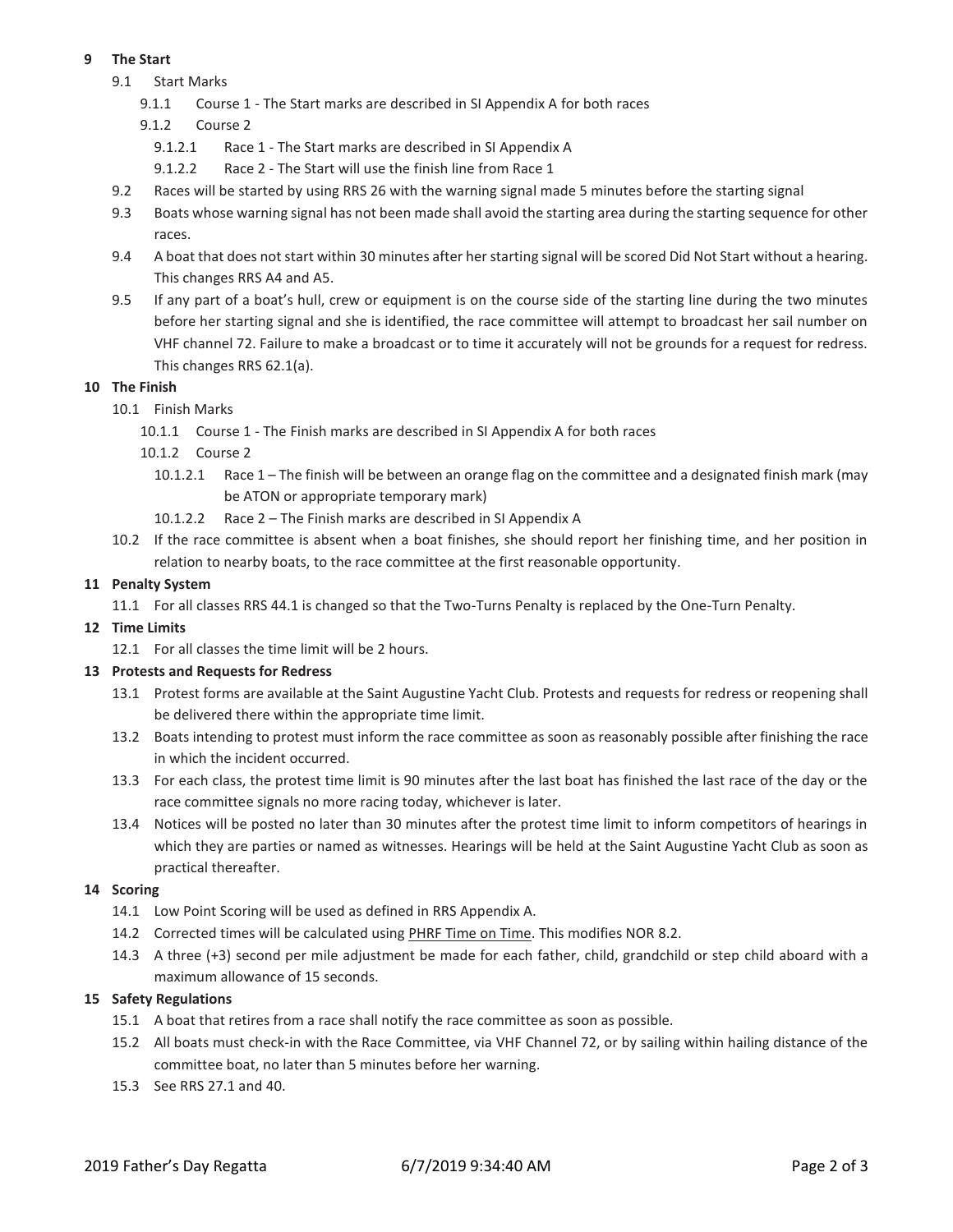## 9 The Start

- 9.1 Start Marks
  - 9.1.1 Course 1 - The Start marks are described in SI Appendix A for both races
  - 9.1.2 Course 2
    - 9.1.2.1 Race 1 - The Start marks are described in SI Appendix A
    - 9.1.2.2 Race 2 - The Start will use the finish line from Race 1
- 9.2 Races will be started by using RRS 26 with the warning signal made 5 minutes before the starting signal
- 9.3 Boats whose warning signal has not been made shall avoid the starting area during the starting sequence for other races.
- 9.4 A boat that does not start within 30 minutes after her starting signal will be scored Did Not Start without a hearing. This changes RRS A4 and A5.
- 9.5 If any part of a boat's hull, crew or equipment is on the course side of the starting line during the two minutes before her starting signal and she is identified, the race committee will attempt to broadcast her sail number on VHF channel 72. Failure to make a broadcast or to time it accurately will not be grounds for a request for redress. This changes RRS 62.1(a).

## 10 The Finish

- 10.1 Finish Marks
  - 10.1.1 Course 1 - The Finish marks are described in SI Appendix A for both races
  - 10.1.2 Course 2
    - 10.1.2.1 Race 1 – The finish will be between an orange flag on the committee and a designated finish mark (may be ATON or appropriate temporary mark)
    - 10.1.2.2 Race 2 – The Finish marks are described in SI Appendix A
- 10.2 If the race committee is absent when a boat finishes, she should report her finishing time, and her position in relation to nearby boats, to the race committee at the first reasonable opportunity.

## 11 Penalty System

- 11.1 For all classes RRS 44.1 is changed so that the Two-Turns Penalty is replaced by the One-Turn Penalty.

## 12 Time Limits

- 12.1 For all classes the time limit will be 2 hours.

## 13 Protests and Requests for Redress

- 13.1 Protest forms are available at the Saint Augustine Yacht Club. Protests and requests for redress or reopening shall be delivered there within the appropriate time limit.
- 13.2 Boats intending to protest must inform the race committee as soon as reasonably possible after finishing the race in which the incident occurred.
- 13.3 For each class, the protest time limit is 90 minutes after the last boat has finished the last race of the day or the race committee signals no more racing today, whichever is later.
- 13.4 Notices will be posted no later than 30 minutes after the protest time limit to inform competitors of hearings in which they are parties or named as witnesses. Hearings will be held at the Saint Augustine Yacht Club as soon as practical thereafter.

## 14 Scoring

- 14.1 Low Point Scoring will be used as defined in RRS Appendix A.
- 14.2 Corrected times will be calculated using PHRF Time on Time. This modifies NOR 8.2.
- 14.3 A three (+3) second per mile adjustment be made for each father, child, grandchild or step child aboard with a maximum allowance of 15 seconds.

## 15 Safety Regulations

- 15.1 A boat that retires from a race shall notify the race committee as soon as possible.
- 15.2 All boats must check-in with the Race Committee, via VHF Channel 72, or by sailing within hailing distance of the committee boat, no later than 5 minutes before her warning.
- 15.3 See RRS 27.1 and 40.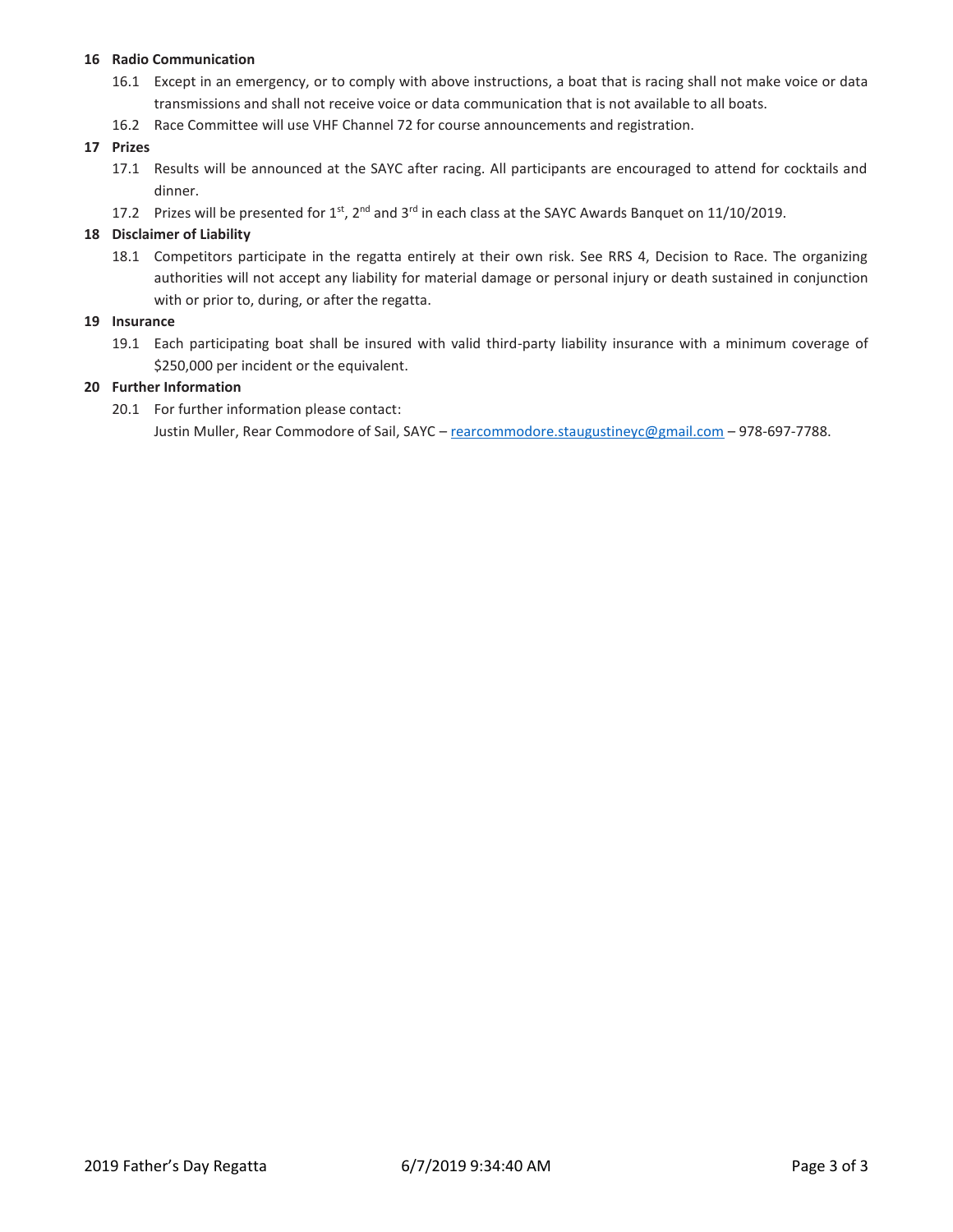## 16 Radio Communication

16.1 Except in an emergency, or to comply with above instructions, a boat that is racing shall not make voice or data transmissions and shall not receive voice or data communication that is not available to all boats.

16.2 Race Committee will use VHF Channel 72 for course announcements and registration.

## 17 Prizes

17.1 Results will be announced at the SAYC after racing. All participants are encouraged to attend for cocktails and dinner.

17.2 Prizes will be presented for 1st, 2nd and 3rd in each class at the SAYC Awards Banquet on 11/10/2019.

## 18 Disclaimer of Liability

18.1 Competitors participate in the regatta entirely at their own risk. See RRS 4, Decision to Race. The organizing authorities will not accept any liability for material damage or personal injury or death sustained in conjunction with or prior to, during, or after the regatta.

## 19 Insurance

19.1 Each participating boat shall be insured with valid third-party liability insurance with a minimum coverage of $250,000 per incident or the equivalent.

## 20 Further Information

20.1 For further information please contact:
Justin Muller, Rear Commodore of Sail, SAYC – rearcommodore.staugustineyc@gmail.com – 978-697-7788.